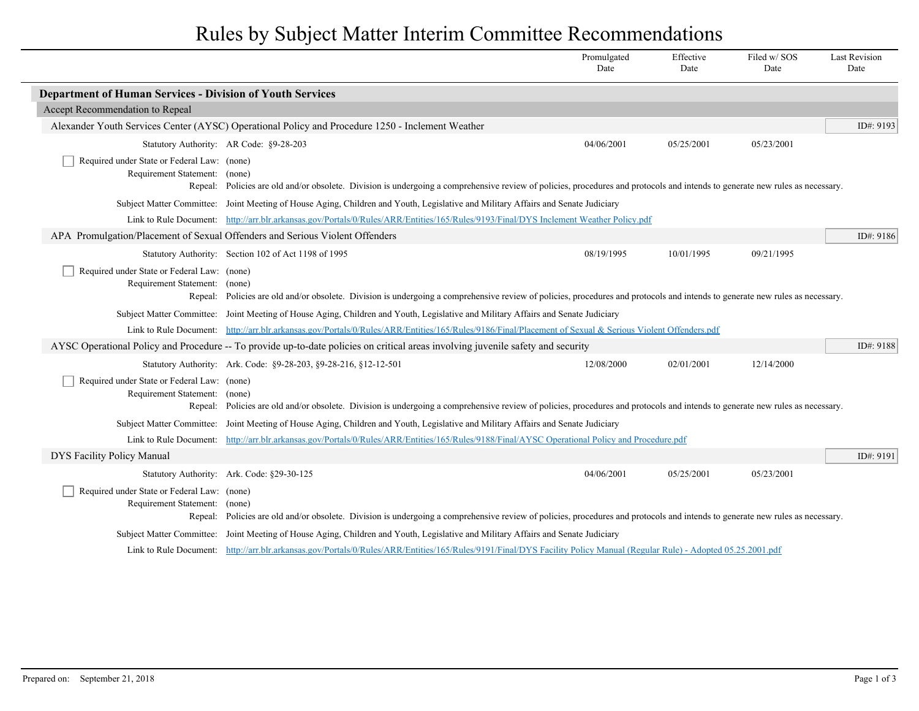# Rules by Subject Matter Interim Committee Recommendations

| | Promulgated Date | Effective Date | Filed w/ SOS Date | Last Revision Date |
|---|---|---|---|---|

## Department of Human Services - Division of Youth Services

### Accept Recommendation to Repeal

#### Alexander Youth Services Center (AYSC) Operational Policy and Procedure 1250 - Inclement Weather

ID#: 9193

| | Promulgated Date | Effective Date | Filed w/ SOS Date | Last Revision Date |
|---|---|---|---|---|
| Statutory Authority: AR Code: §9-28-203 | 04/06/2001 | 05/25/2001 | 05/23/2001 | |

- [ ] Required under State or Federal Law: (none)

Requirement Statement: (none)

Repeal: Policies are old and/or obsolete. Division is undergoing a comprehensive review of policies, procedures and protocols and intends to generate new rules as necessary.

Subject Matter Committee: Joint Meeting of House Aging, Children and Youth, Legislative and Military Affairs and Senate Judiciary

Link to Rule Document: http://arr.blr.arkansas.gov/Portals/0/Rules/ARR/Entities/165/Rules/9193/Final/DYS Inclement Weather Policy.pdf

#### APA Promulgation/Placement of Sexual Offenders and Serious Violent Offenders

ID#: 9186

| | Promulgated Date | Effective Date | Filed w/ SOS Date | Last Revision Date |
|---|---|---|---|---|
| Statutory Authority: Section 102 of Act 1198 of 1995 | 08/19/1995 | 10/01/1995 | 09/21/1995 | |

- [ ] Required under State or Federal Law: (none)

Requirement Statement: (none)

Repeal: Policies are old and/or obsolete. Division is undergoing a comprehensive review of policies, procedures and protocols and intends to generate new rules as necessary.

Subject Matter Committee: Joint Meeting of House Aging, Children and Youth, Legislative and Military Affairs and Senate Judiciary

Link to Rule Document: http://arr.blr.arkansas.gov/Portals/0/Rules/ARR/Entities/165/Rules/9186/Final/Placement of Sexual & Serious Violent Offenders.pdf

#### AYSC Operational Policy and Procedure -- To provide up-to-date policies on critical areas involving juvenile safety and security

ID#: 9188

| | Promulgated Date | Effective Date | Filed w/ SOS Date | Last Revision Date |
|---|---|---|---|---|
| Statutory Authority: Ark. Code: §9-28-203, §9-28-216, §12-12-501 | 12/08/2000 | 02/01/2001 | 12/14/2000 | |

- [ ] Required under State or Federal Law: (none)

Requirement Statement: (none)

Repeal: Policies are old and/or obsolete. Division is undergoing a comprehensive review of policies, procedures and protocols and intends to generate new rules as necessary.

Subject Matter Committee: Joint Meeting of House Aging, Children and Youth, Legislative and Military Affairs and Senate Judiciary

Link to Rule Document: http://arr.blr.arkansas.gov/Portals/0/Rules/ARR/Entities/165/Rules/9188/Final/AYSC Operational Policy and Procedure.pdf

#### DYS Facility Policy Manual

ID#: 9191

| | Promulgated Date | Effective Date | Filed w/ SOS Date | Last Revision Date |
|---|---|---|---|---|
| Statutory Authority: Ark. Code: §29-30-125 | 04/06/2001 | 05/25/2001 | 05/23/2001 | |

- [ ] Required under State or Federal Law: (none)

Requirement Statement: (none)

Repeal: Policies are old and/or obsolete. Division is undergoing a comprehensive review of policies, procedures and protocols and intends to generate new rules as necessary.

Subject Matter Committee: Joint Meeting of House Aging, Children and Youth, Legislative and Military Affairs and Senate Judiciary

Link to Rule Document: http://arr.blr.arkansas.gov/Portals/0/Rules/ARR/Entities/165/Rules/9191/Final/DYS Facility Policy Manual (Regular Rule) - Adopted 05.25.2001.pdf

Prepared on: September 21, 2018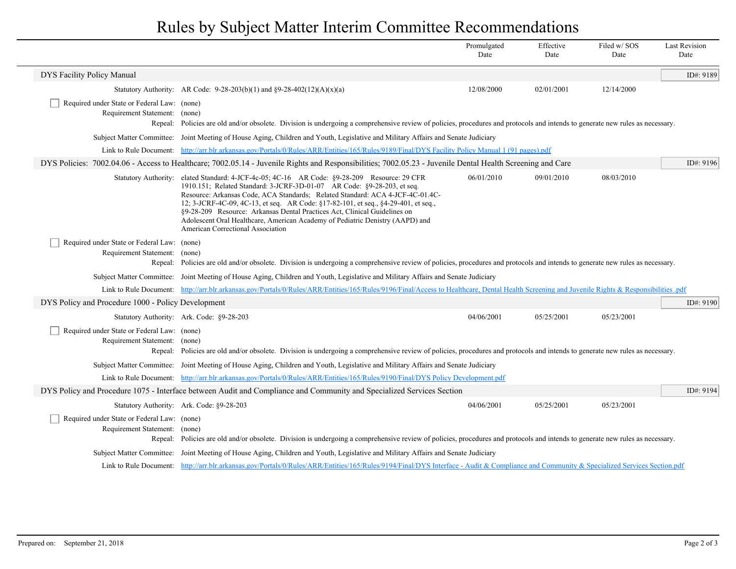# Rules by Subject Matter Interim Committee Recommendations

| | | Promulgated Date | Effective Date | Filed w/ SOS Date | Last Revision Date |
|---|---|---|---|---|---|

## DYS Facility Policy Manual

ID#: 9189

| | | Promulgated Date | Effective Date | Filed w/ SOS Date | Last Revision Date |
|---|---|---|---|---|---|
| Statutory Authority: | AR Code: 9-28-203(b)(1) and §9-28-402(12)(A)(x)(a) | 12/08/2000 | 02/01/2001 | 12/14/2000 | |

☐ Required under State or Federal Law: (none)

Requirement Statement: (none)

Repeal: Policies are old and/or obsolete. Division is undergoing a comprehensive review of policies, procedures and protocols and intends to generate new rules as necessary.

Subject Matter Committee: Joint Meeting of House Aging, Children and Youth, Legislative and Military Affairs and Senate Judiciary

Link to Rule Document: http://arr.blr.arkansas.gov/Portals/0/Rules/ARR/Entities/165/Rules/9189/Final/DYS Facility Policy Manual 1 (91 pages).pdf

## DYS Policies: 7002.04.06 - Access to Healthcare; 7002.05.14 - Juvenile Rights and Responsibilities; 7002.05.23 - Juvenile Dental Health Screening and Care

ID#: 9196

| | | Promulgated Date | Effective Date | Filed w/ SOS Date | Last Revision Date |
|---|---|---|---|---|---|
| Statutory Authority: | elated Standard: 4-JCF-4c-05; 4C-16 AR Code: §9-28-209 Resource: 29 CFR 1910.151; Related Standard: 3-JCRF-3D-01-07 AR Code: §9-28-203, et seq. Resource: Arkansas Code, ACA Standards; Related Standard: ACA 4-JCF-4C-01.4C-12; 3-JCRF-4C-09, 4C-13, et seq. AR Code: §17-82-101, et seq., §4-29-401, et seq., §9-28-209 Resource: Arkansas Dental Practices Act, Clinical Guidelines on Adolescent Oral Healthcare, American Academy of Pediatric Denistry (AAPD) and American Correctional Association | 06/01/2010 | 09/01/2010 | 08/03/2010 | |

☐ Required under State or Federal Law: (none)

Requirement Statement: (none)

Repeal: Policies are old and/or obsolete. Division is undergoing a comprehensive review of policies, procedures and protocols and intends to generate new rules as necessary.

Subject Matter Committee: Joint Meeting of House Aging, Children and Youth, Legislative and Military Affairs and Senate Judiciary

Link to Rule Document: http://arr.blr.arkansas.gov/Portals/0/Rules/ARR/Entities/165/Rules/9196/Final/Access to Healthcare, Dental Health Screening and Juvenile Rights & Responsibilities .pdf

## DYS Policy and Procedure 1000 - Policy Development

ID#: 9190

| | | Promulgated Date | Effective Date | Filed w/ SOS Date | Last Revision Date |
|---|---|---|---|---|---|
| Statutory Authority: | Ark. Code: §9-28-203 | 04/06/2001 | 05/25/2001 | 05/23/2001 | |

☐ Required under State or Federal Law: (none)

Requirement Statement: (none)

Repeal: Policies are old and/or obsolete. Division is undergoing a comprehensive review of policies, procedures and protocols and intends to generate new rules as necessary.

Subject Matter Committee: Joint Meeting of House Aging, Children and Youth, Legislative and Military Affairs and Senate Judiciary

Link to Rule Document: http://arr.blr.arkansas.gov/Portals/0/Rules/ARR/Entities/165/Rules/9190/Final/DYS Policy Development.pdf

## DYS Policy and Procedure 1075 - Interface between Audit and Compliance and Community and Specialized Services Section

ID#: 9194

| | | Promulgated Date | Effective Date | Filed w/ SOS Date | Last Revision Date |
|---|---|---|---|---|---|
| Statutory Authority: | Ark. Code: §9-28-203 | 04/06/2001 | 05/25/2001 | 05/23/2001 | |

☐ Required under State or Federal Law: (none)

Requirement Statement: (none)

Repeal: Policies are old and/or obsolete. Division is undergoing a comprehensive review of policies, procedures and protocols and intends to generate new rules as necessary.

Subject Matter Committee: Joint Meeting of House Aging, Children and Youth, Legislative and Military Affairs and Senate Judiciary

Link to Rule Document: http://arr.blr.arkansas.gov/Portals/0/Rules/ARR/Entities/165/Rules/9194/Final/DYS Interface - Audit & Compliance and Community & Specialized Services Section.pdf

Prepared on: September 21, 2018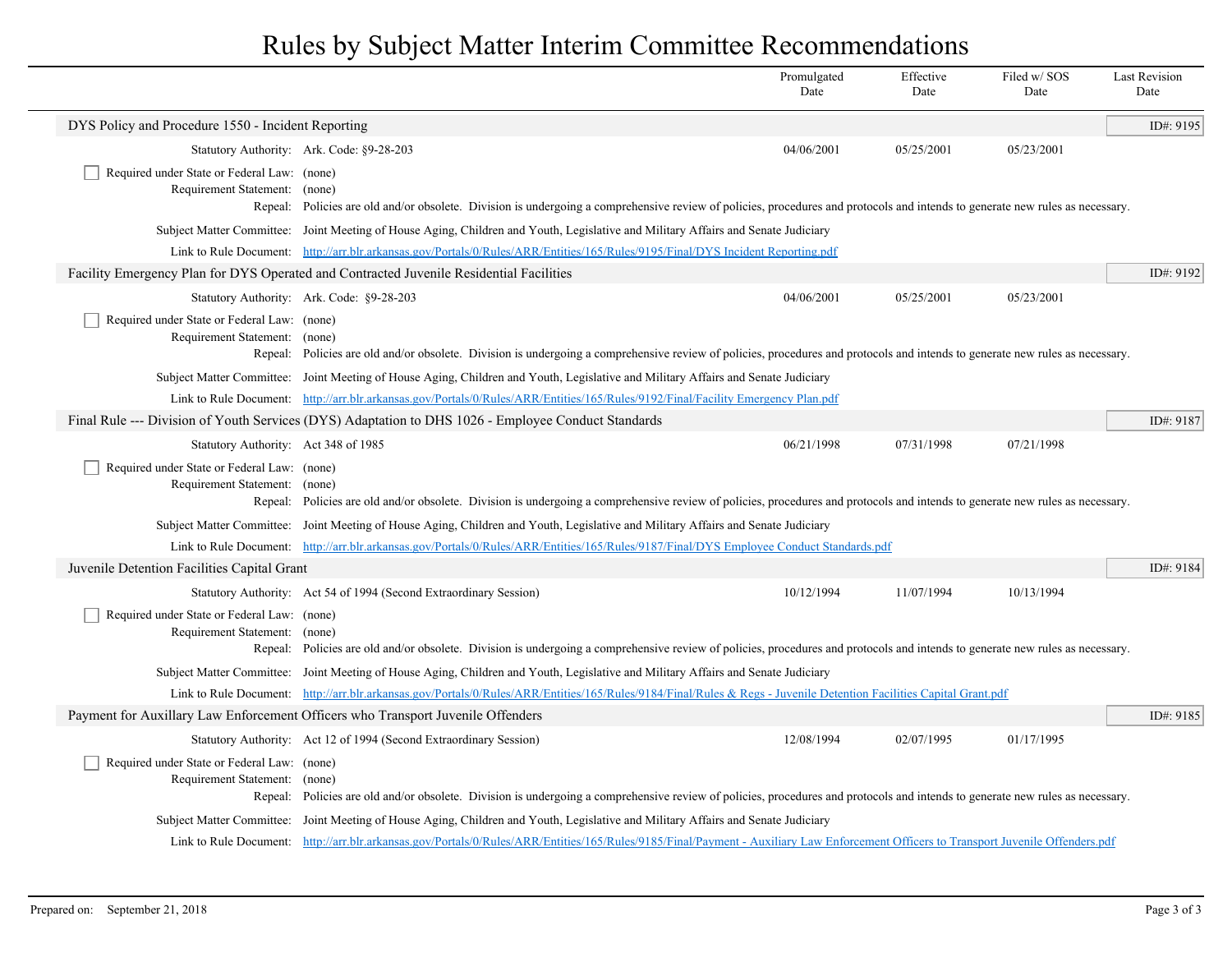# Rules by Subject Matter Interim Committee Recommendations

| | Promulgated Date | Effective Date | Filed w/ SOS Date | Last Revision Date |
|---|---|---|---|---|

## DYS Policy and Procedure 1550 - Incident Reporting

ID#: 9195

| | | Promulgated Date | Effective Date | Filed w/ SOS Date | Last Revision Date |
|---|---|---|---|---|---|
| Statutory Authority: | Ark. Code: §9-28-203 | 04/06/2001 | 05/25/2001 | 05/23/2001 | |

- [ ] Required under State or Federal Law: (none)

Requirement Statement: (none)

Repeal: Policies are old and/or obsolete. Division is undergoing a comprehensive review of policies, procedures and protocols and intends to generate new rules as necessary.

Subject Matter Committee: Joint Meeting of House Aging, Children and Youth, Legislative and Military Affairs and Senate Judiciary

Link to Rule Document: http://arr.blr.arkansas.gov/Portals/0/Rules/ARR/Entities/165/Rules/9195/Final/DYS Incident Reporting.pdf

## Facility Emergency Plan for DYS Operated and Contracted Juvenile Residential Facilities

ID#: 9192

| | | Promulgated Date | Effective Date | Filed w/ SOS Date | Last Revision Date |
|---|---|---|---|---|---|
| Statutory Authority: | Ark. Code: §9-28-203 | 04/06/2001 | 05/25/2001 | 05/23/2001 | |

- [ ] Required under State or Federal Law: (none)

Requirement Statement: (none)

Repeal: Policies are old and/or obsolete. Division is undergoing a comprehensive review of policies, procedures and protocols and intends to generate new rules as necessary.

Subject Matter Committee: Joint Meeting of House Aging, Children and Youth, Legislative and Military Affairs and Senate Judiciary

Link to Rule Document: http://arr.blr.arkansas.gov/Portals/0/Rules/ARR/Entities/165/Rules/9192/Final/Facility Emergency Plan.pdf

## Final Rule --- Division of Youth Services (DYS) Adaptation to DHS 1026 - Employee Conduct Standards

ID#: 9187

| | | Promulgated Date | Effective Date | Filed w/ SOS Date | Last Revision Date |
|---|---|---|---|---|---|
| Statutory Authority: | Act 348 of 1985 | 06/21/1998 | 07/31/1998 | 07/21/1998 | |

- [ ] Required under State or Federal Law: (none)

Requirement Statement: (none)

Repeal: Policies are old and/or obsolete. Division is undergoing a comprehensive review of policies, procedures and protocols and intends to generate new rules as necessary.

Subject Matter Committee: Joint Meeting of House Aging, Children and Youth, Legislative and Military Affairs and Senate Judiciary

Link to Rule Document: http://arr.blr.arkansas.gov/Portals/0/Rules/ARR/Entities/165/Rules/9187/Final/DYS Employee Conduct Standards.pdf

## Juvenile Detention Facilities Capital Grant

ID#: 9184

| | | Promulgated Date | Effective Date | Filed w/ SOS Date | Last Revision Date |
|---|---|---|---|---|---|
| Statutory Authority: | Act 54 of 1994 (Second Extraordinary Session) | 10/12/1994 | 11/07/1994 | 10/13/1994 | |

- [ ] Required under State or Federal Law: (none)

Requirement Statement: (none)

Repeal: Policies are old and/or obsolete. Division is undergoing a comprehensive review of policies, procedures and protocols and intends to generate new rules as necessary.

Subject Matter Committee: Joint Meeting of House Aging, Children and Youth, Legislative and Military Affairs and Senate Judiciary

Link to Rule Document: http://arr.blr.arkansas.gov/Portals/0/Rules/ARR/Entities/165/Rules/9184/Final/Rules & Regs - Juvenile Detention Facilities Capital Grant.pdf

## Payment for Auxillary Law Enforcement Officers who Transport Juvenile Offenders

ID#: 9185

| | | Promulgated Date | Effective Date | Filed w/ SOS Date | Last Revision Date |
|---|---|---|---|---|---|
| Statutory Authority: | Act 12 of 1994 (Second Extraordinary Session) | 12/08/1994 | 02/07/1995 | 01/17/1995 | |

- [ ] Required under State or Federal Law: (none)

Requirement Statement: (none)

Repeal: Policies are old and/or obsolete. Division is undergoing a comprehensive review of policies, procedures and protocols and intends to generate new rules as necessary.

Subject Matter Committee: Joint Meeting of House Aging, Children and Youth, Legislative and Military Affairs and Senate Judiciary

Link to Rule Document: http://arr.blr.arkansas.gov/Portals/0/Rules/ARR/Entities/165/Rules/9185/Final/Payment - Auxiliary Law Enforcement Officers to Transport Juvenile Offenders.pdf

Prepared on: September 21, 2018